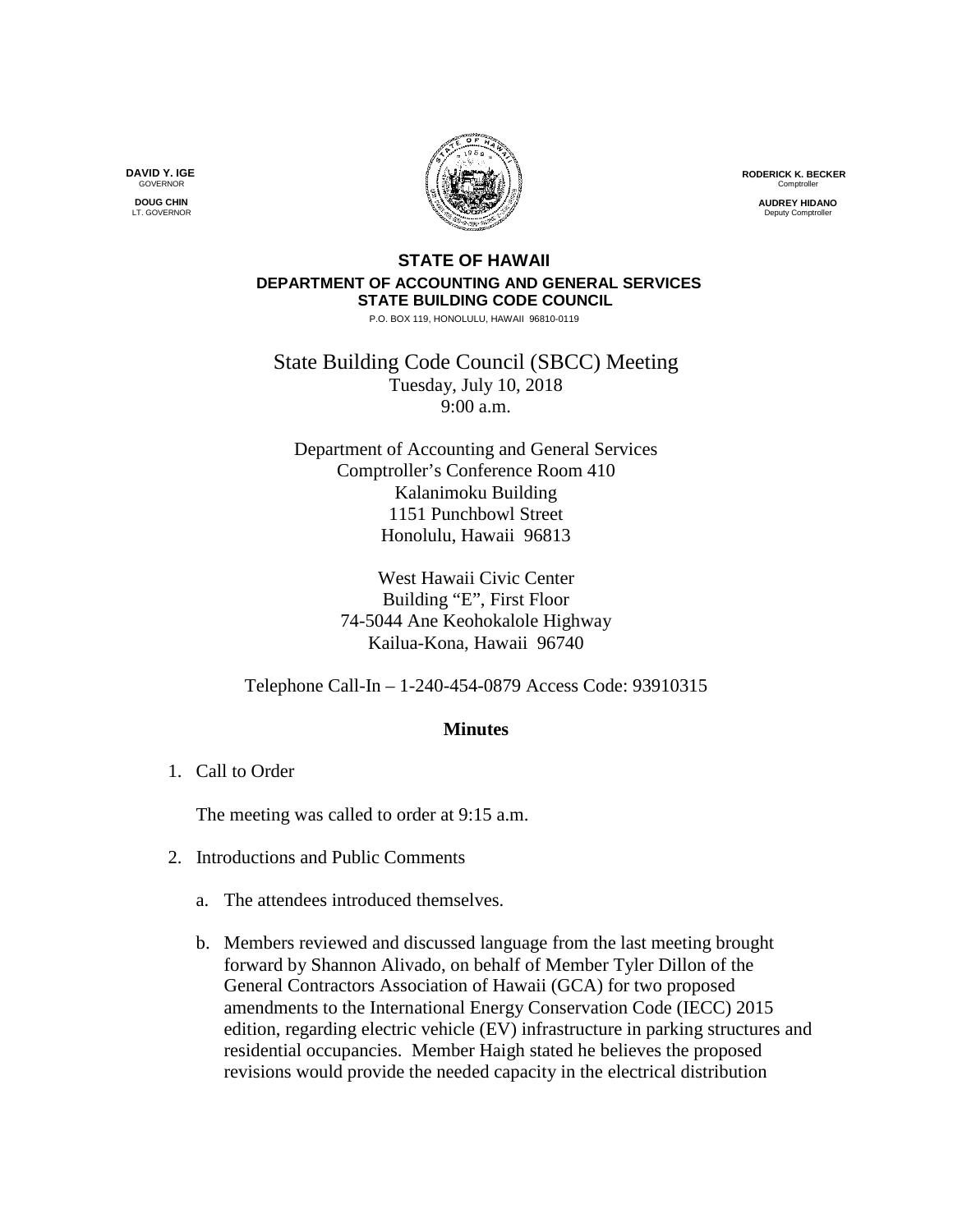**DAVID Y. IGE**
GOVERNOR

**DOUG CHIN**
LT. GOVERNOR

**RODERICK K. BECKER**
Comptroller

**AUDREY HIDANO**
Deputy Comptroller

**STATE OF HAWAII**
**DEPARTMENT OF ACCOUNTING AND GENERAL SERVICES**
**STATE BUILDING CODE COUNCIL**
P.O. BOX 119, HONOLULU, HAWAII 96810-0119

State Building Code Council (SBCC) Meeting
Tuesday, July 10, 2018
9:00 a.m.

Department of Accounting and General Services
Comptroller's Conference Room 410
Kalanimoku Building
1151 Punchbowl Street
Honolulu, Hawaii 96813

West Hawaii Civic Center
Building "E", First Floor
74-5044 Ane Keohokalole Highway
Kailua-Kona, Hawaii 96740

Telephone Call-In – 1-240-454-0879 Access Code: 93910315

## Minutes

1. Call to Order

   The meeting was called to order at 9:15 a.m.

2. Introductions and Public Comments

   a. The attendees introduced themselves.

   b. Members reviewed and discussed language from the last meeting brought forward by Shannon Alivado, on behalf of Member Tyler Dillon of the General Contractors Association of Hawaii (GCA) for two proposed amendments to the International Energy Conservation Code (IECC) 2015 edition, regarding electric vehicle (EV) infrastructure in parking structures and residential occupancies. Member Haigh stated he believes the proposed revisions would provide the needed capacity in the electrical distribution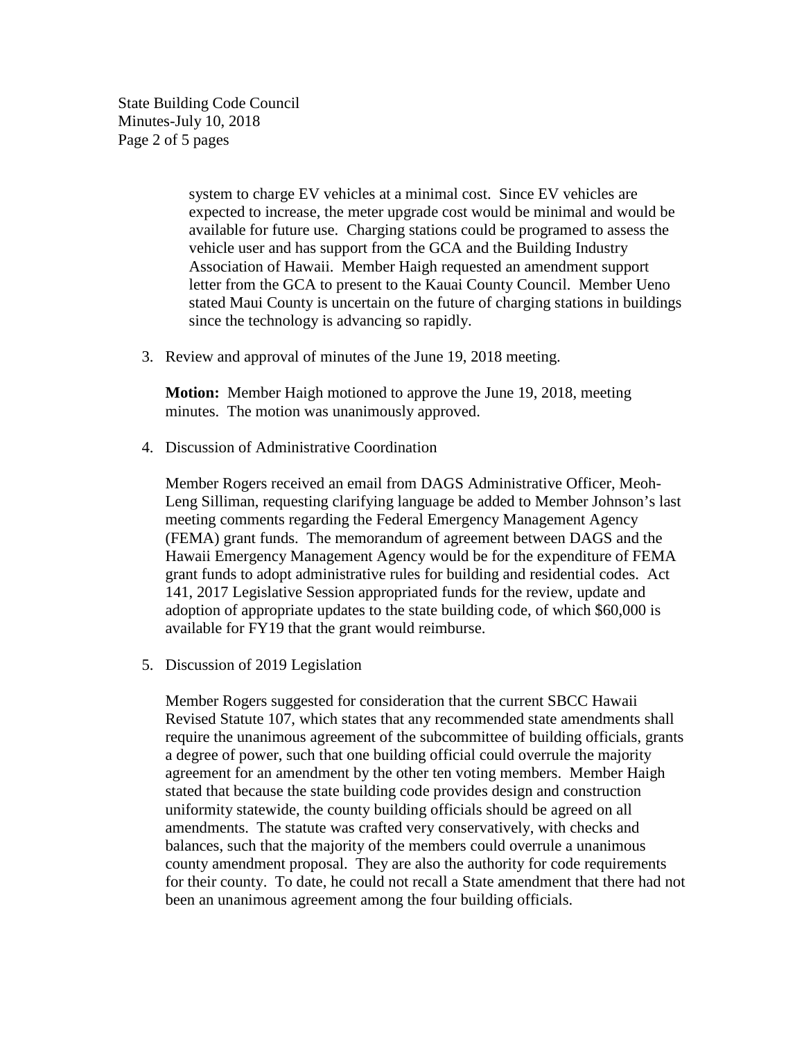system to charge EV vehicles at a minimal cost. Since EV vehicles are expected to increase, the meter upgrade cost would be minimal and would be available for future use. Charging stations could be programed to assess the vehicle user and has support from the GCA and the Building Industry Association of Hawaii. Member Haigh requested an amendment support letter from the GCA to present to the Kauai County Council. Member Ueno stated Maui County is uncertain on the future of charging stations in buildings since the technology is advancing so rapidly.

3. Review and approval of minutes of the June 19, 2018 meeting.

   **Motion:** Member Haigh motioned to approve the June 19, 2018, meeting minutes. The motion was unanimously approved.

4. Discussion of Administrative Coordination

   Member Rogers received an email from DAGS Administrative Officer, Meoh-Leng Silliman, requesting clarifying language be added to Member Johnson's last meeting comments regarding the Federal Emergency Management Agency (FEMA) grant funds. The memorandum of agreement between DAGS and the Hawaii Emergency Management Agency would be for the expenditure of FEMA grant funds to adopt administrative rules for building and residential codes. Act 141, 2017 Legislative Session appropriated funds for the review, update and adoption of appropriate updates to the state building code, of which $60,000 is available for FY19 that the grant would reimburse.

5. Discussion of 2019 Legislation

   Member Rogers suggested for consideration that the current SBCC Hawaii Revised Statute 107, which states that any recommended state amendments shall require the unanimous agreement of the subcommittee of building officials, grants a degree of power, such that one building official could overrule the majority agreement for an amendment by the other ten voting members. Member Haigh stated that because the state building code provides design and construction uniformity statewide, the county building officials should be agreed on all amendments. The statute was crafted very conservatively, with checks and balances, such that the majority of the members could overrule a unanimous county amendment proposal. They are also the authority for code requirements for their county. To date, he could not recall a State amendment that there had not been an unanimous agreement among the four building officials.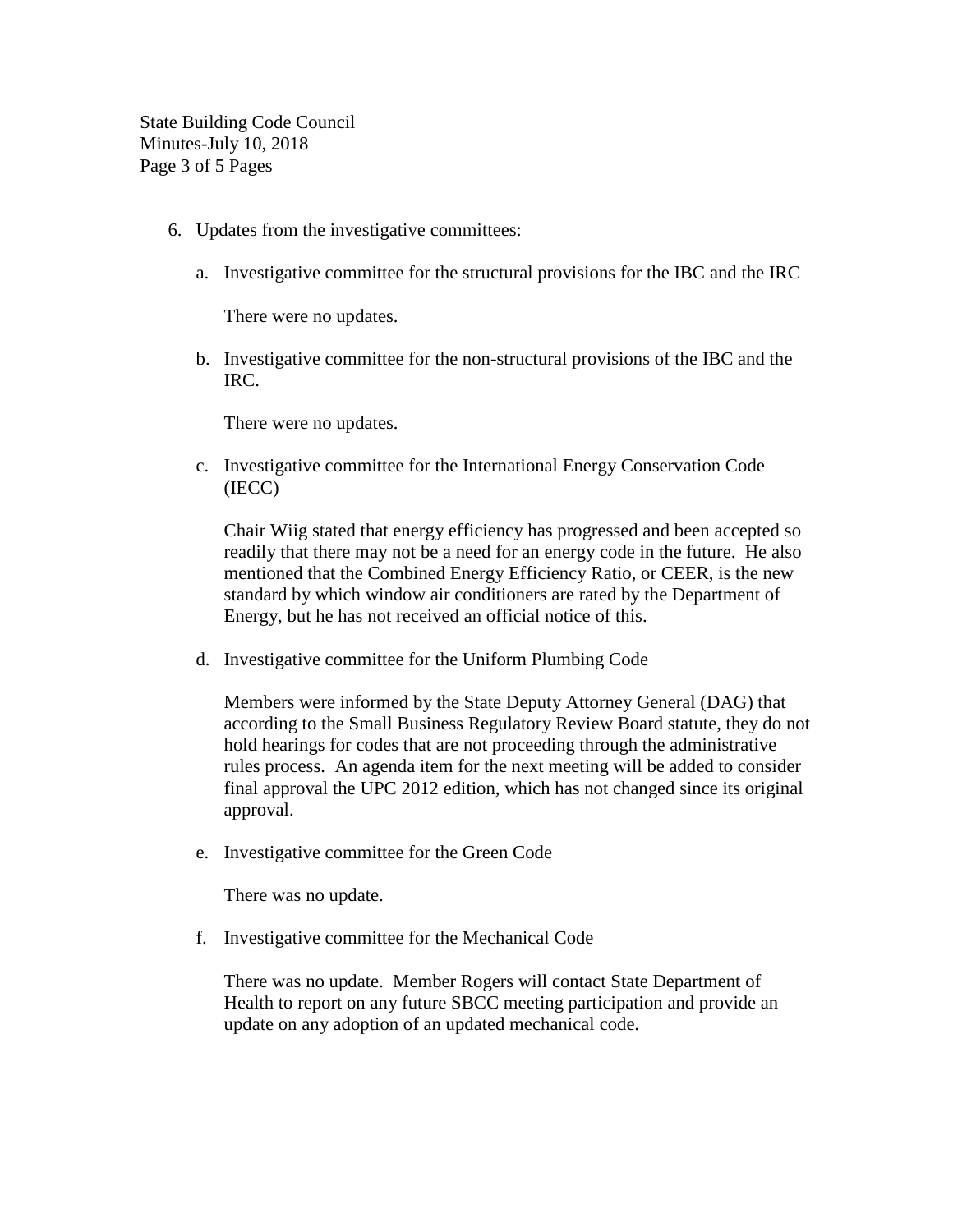6. Updates from the investigative committees:

   a. Investigative committee for the structural provisions for the IBC and the IRC

      There were no updates.

   b. Investigative committee for the non-structural provisions of the IBC and the IRC.

      There were no updates.

   c. Investigative committee for the International Energy Conservation Code (IECC)

      Chair Wiig stated that energy efficiency has progressed and been accepted so readily that there may not be a need for an energy code in the future. He also mentioned that the Combined Energy Efficiency Ratio, or CEER, is the new standard by which window air conditioners are rated by the Department of Energy, but he has not received an official notice of this.

   d. Investigative committee for the Uniform Plumbing Code

      Members were informed by the State Deputy Attorney General (DAG) that according to the Small Business Regulatory Review Board statute, they do not hold hearings for codes that are not proceeding through the administrative rules process. An agenda item for the next meeting will be added to consider final approval the UPC 2012 edition, which has not changed since its original approval.

   e. Investigative committee for the Green Code

      There was no update.

   f. Investigative committee for the Mechanical Code

      There was no update. Member Rogers will contact State Department of Health to report on any future SBCC meeting participation and provide an update on any adoption of an updated mechanical code.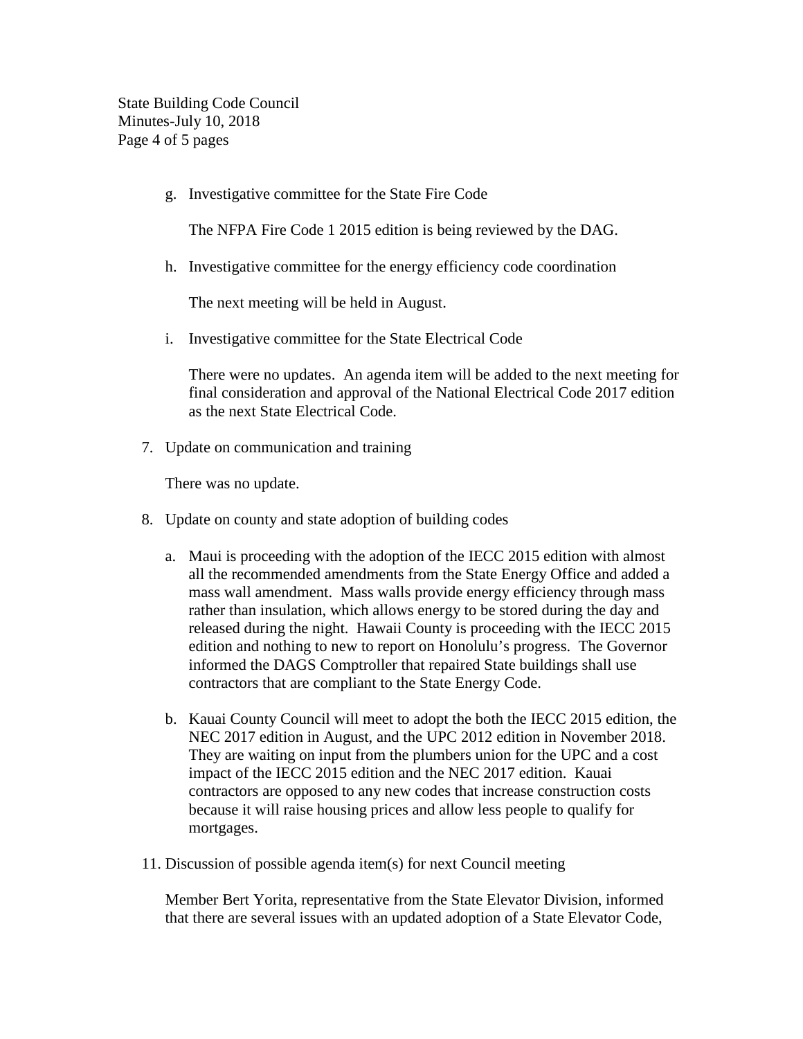g. Investigative committee for the State Fire Code

   The NFPA Fire Code 1 2015 edition is being reviewed by the DAG.

h. Investigative committee for the energy efficiency code coordination

   The next meeting will be held in August.

i. Investigative committee for the State Electrical Code

   There were no updates. An agenda item will be added to the next meeting for final consideration and approval of the National Electrical Code 2017 edition as the next State Electrical Code.

7. Update on communication and training

   There was no update.

8. Update on county and state adoption of building codes

   a. Maui is proceeding with the adoption of the IECC 2015 edition with almost all the recommended amendments from the State Energy Office and added a mass wall amendment. Mass walls provide energy efficiency through mass rather than insulation, which allows energy to be stored during the day and released during the night. Hawaii County is proceeding with the IECC 2015 edition and nothing to new to report on Honolulu's progress. The Governor informed the DAGS Comptroller that repaired State buildings shall use contractors that are compliant to the State Energy Code.

   b. Kauai County Council will meet to adopt the both the IECC 2015 edition, the NEC 2017 edition in August, and the UPC 2012 edition in November 2018. They are waiting on input from the plumbers union for the UPC and a cost impact of the IECC 2015 edition and the NEC 2017 edition. Kauai contractors are opposed to any new codes that increase construction costs because it will raise housing prices and allow less people to qualify for mortgages.

11. Discussion of possible agenda item(s) for next Council meeting

   Member Bert Yorita, representative from the State Elevator Division, informed that there are several issues with an updated adoption of a State Elevator Code,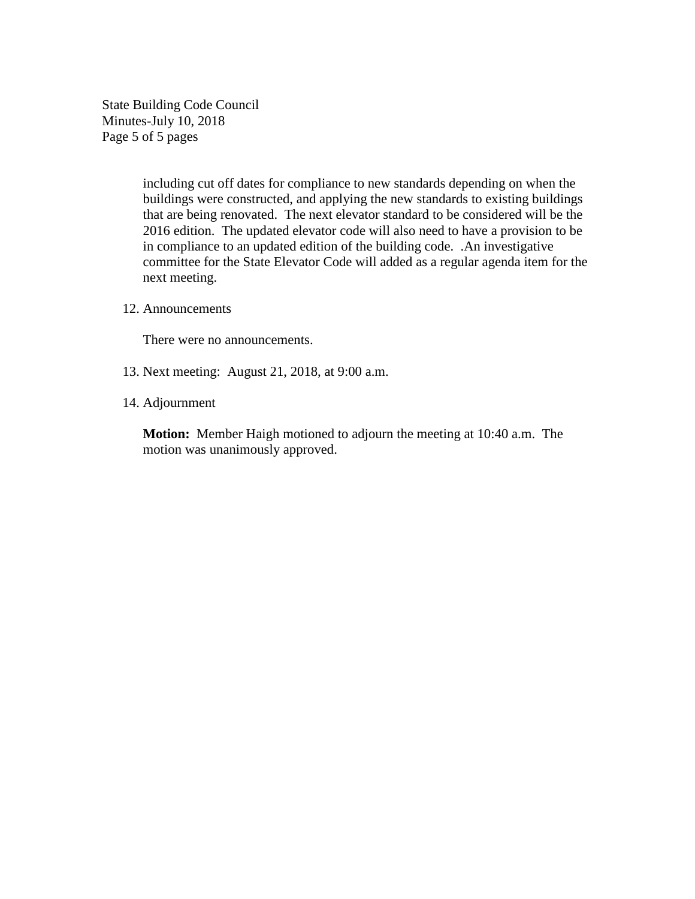including cut off dates for compliance to new standards depending on when the buildings were constructed, and applying the new standards to existing buildings that are being renovated.  The next elevator standard to be considered will be the 2016 edition.  The updated elevator code will also need to have a provision to be in compliance to an updated edition of the building code.  .An investigative committee for the State Elevator Code will added as a regular agenda item for the next meeting.

12. Announcements

    There were no announcements.

13. Next meeting:  August 21, 2018, at 9:00 a.m.

14. Adjournment

    **Motion:**  Member Haigh motioned to adjourn the meeting at 10:40 a.m.  The motion was unanimously approved.